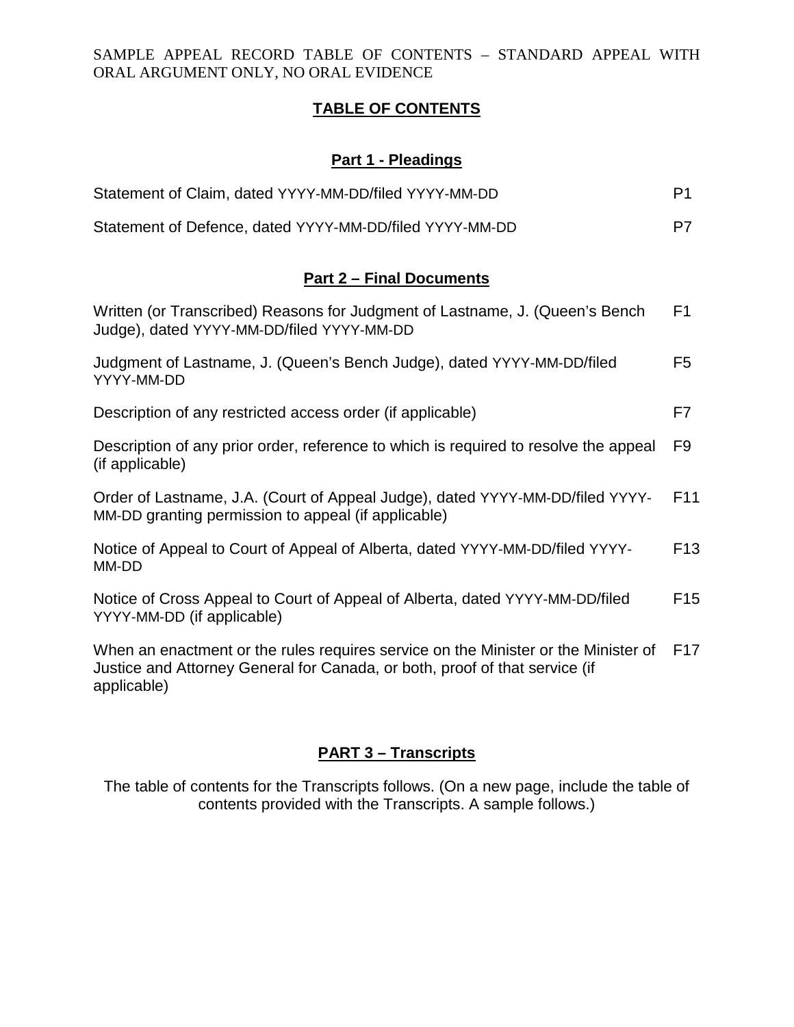SAMPLE APPEAL RECORD TABLE OF CONTENTS – STANDARD APPEAL WITH ORAL ARGUMENT ONLY, NO ORAL EVIDENCE

# TABLE OF CONTENTS

## Part 1 - Pleadings

| | |
|---|---|
| Statement of Claim, dated YYYY-MM-DD/filed YYYY-MM-DD | P1 |
| Statement of Defence, dated YYYY-MM-DD/filed YYYY-MM-DD | P7 |

## Part 2 – Final Documents

| | |
|---|---|
| Written (or Transcribed) Reasons for Judgment of Lastname, J. (Queen's Bench Judge), dated YYYY-MM-DD/filed YYYY-MM-DD | F1 |
| Judgment of Lastname, J. (Queen's Bench Judge), dated YYYY-MM-DD/filed YYYY-MM-DD | F5 |
| Description of any restricted access order (if applicable) | F7 |
| Description of any prior order, reference to which is required to resolve the appeal (if applicable) | F9 |
| Order of Lastname, J.A. (Court of Appeal Judge), dated YYYY-MM-DD/filed YYYY-MM-DD granting permission to appeal (if applicable) | F11 |
| Notice of Appeal to Court of Appeal of Alberta, dated YYYY-MM-DD/filed YYYY-MM-DD | F13 |
| Notice of Cross Appeal to Court of Appeal of Alberta, dated YYYY-MM-DD/filed YYYY-MM-DD (if applicable) | F15 |
| When an enactment or the rules requires service on the Minister or the Minister of Justice and Attorney General for Canada, or both, proof of that service (if applicable) | F17 |

## PART 3 – Transcripts

The table of contents for the Transcripts follows. (On a new page, include the table of contents provided with the Transcripts. A sample follows.)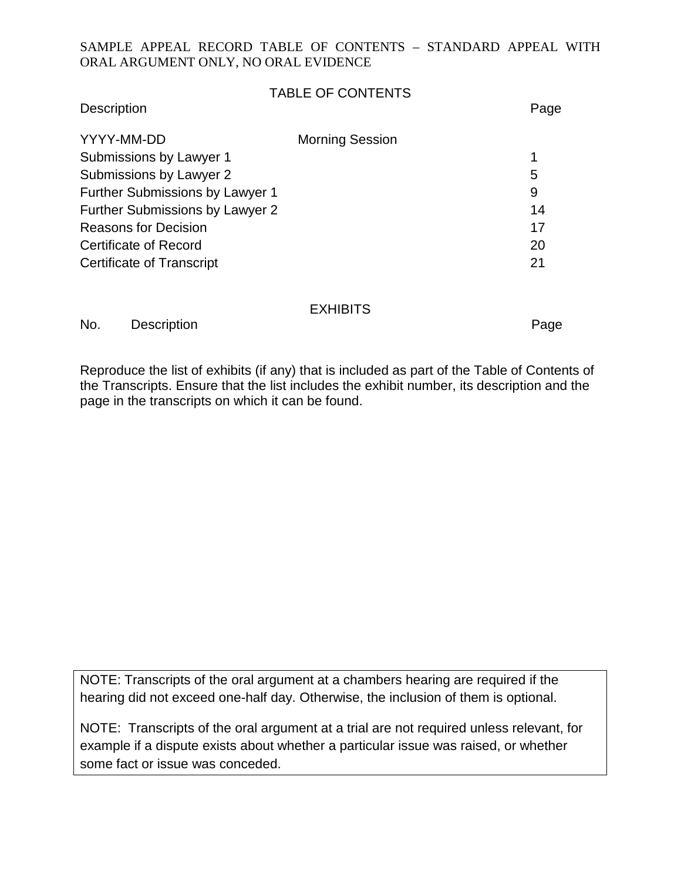SAMPLE APPEAL RECORD TABLE OF CONTENTS – STANDARD APPEAL WITH ORAL ARGUMENT ONLY, NO ORAL EVIDENCE

## TABLE OF CONTENTS

| Description | | Page |
|---|---|---|
| YYYY-MM-DD | Morning Session | |
| Submissions by Lawyer 1 | | 1 |
| Submissions by Lawyer 2 | | 5 |
| Further Submissions by Lawyer 1 | | 9 |
| Further Submissions by Lawyer 2 | | 14 |
| Reasons for Decision | | 17 |
| Certificate of Record | | 20 |
| Certificate of Transcript | | 21 |

## EXHIBITS

| No. | Description | Page |
|---|---|---|

Reproduce the list of exhibits (if any) that is included as part of the Table of Contents of the Transcripts. Ensure that the list includes the exhibit number, its description and the page in the transcripts on which it can be found.

NOTE: Transcripts of the oral argument at a chambers hearing are required if the hearing did not exceed one-half day. Otherwise, the inclusion of them is optional.

NOTE: Transcripts of the oral argument at a trial are not required unless relevant, for example if a dispute exists about whether a particular issue was raised, or whether some fact or issue was conceded.